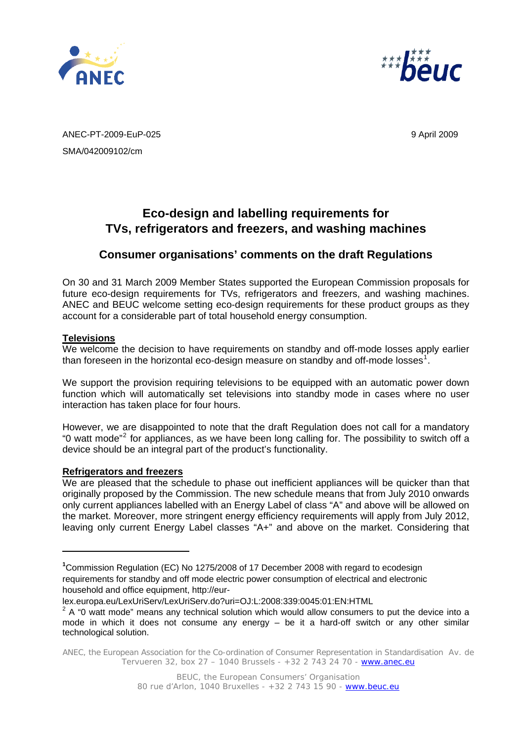ANEC-PT-2009-EuP-025

SMA/042009102/cm

9 April 2009

# Eco-design and labelling requirements for TVs, refrigerators and freezers, and washing machines

## Consumer organisations' comments on the draft Regulations

On 30 and 31 March 2009 Member States supported the European Commission proposals for future eco-design requirements for TVs, refrigerators and freezers, and washing machines. ANEC and BEUC welcome setting eco-design requirements for these product groups as they account for a considerable part of total household energy consumption.

**Televisions**

We welcome the decision to have requirements on standby and off-mode losses apply earlier than foreseen in the horizontal eco-design measure on standby and off-mode losses[1].

We support the provision requiring televisions to be equipped with an automatic power down function which will automatically set televisions into standby mode in cases where no user interaction has taken place for four hours.

However, we are disappointed to note that the draft Regulation does not call for a mandatory "0 watt mode"[2] for appliances, as we have been long calling for. The possibility to switch off a device should be an integral part of the product's functionality.

**Refrigerators and freezers**

We are pleased that the schedule to phase out inefficient appliances will be quicker than that originally proposed by the Commission. The new schedule means that from July 2010 onwards only current appliances labelled with an Energy Label of class "A" and above will be allowed on the market. Moreover, more stringent energy efficiency requirements will apply from July 2012, leaving only current Energy Label classes "A+" and above on the market. Considering that

---

[1] Commission Regulation (EC) No 1275/2008 of 17 December 2008 with regard to ecodesign requirements for standby and off mode electric power consumption of electrical and electronic household and office equipment, http://eur-lex.europa.eu/LexUriServ/LexUriServ.do?uri=OJ:L:2008:339:0045:01:EN:HTML

[2] A "0 watt mode" means any technical solution which would allow consumers to put the device into a mode in which it does not consume any energy – be it a hard-off switch or any other similar technological solution.

ANEC, the European Association for the Co-ordination of Consumer Representation in Standardisation Av. de Tervueren 32, box 27 – 1040 Brussels - +32 2 743 24 70 - www.anec.eu

BEUC, the European Consumers' Organisation
80 rue d'Arlon, 1040 Bruxelles - +32 2 743 15 90 - www.beuc.eu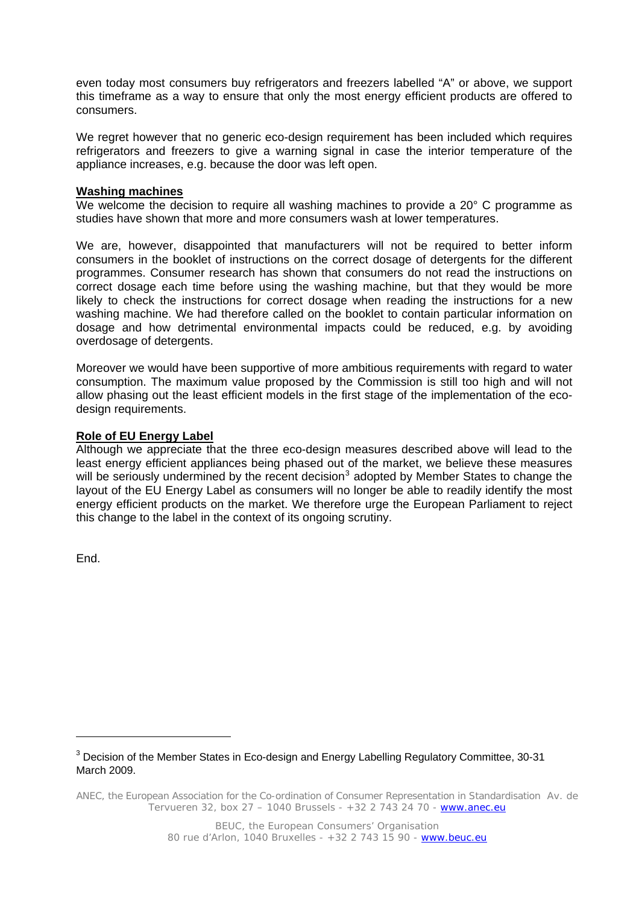even today most consumers buy refrigerators and freezers labelled "A" or above, we support this timeframe as a way to ensure that only the most energy efficient products are offered to consumers.

We regret however that no generic eco-design requirement has been included which requires refrigerators and freezers to give a warning signal in case the interior temperature of the appliance increases, e.g. because the door was left open.

**Washing machines**

We welcome the decision to require all washing machines to provide a 20° C programme as studies have shown that more and more consumers wash at lower temperatures.

We are, however, disappointed that manufacturers will not be required to better inform consumers in the booklet of instructions on the correct dosage of detergents for the different programmes. Consumer research has shown that consumers do not read the instructions on correct dosage each time before using the washing machine, but that they would be more likely to check the instructions for correct dosage when reading the instructions for a new washing machine. We had therefore called on the booklet to contain particular information on dosage and how detrimental environmental impacts could be reduced, e.g. by avoiding overdosage of detergents.

Moreover we would have been supportive of more ambitious requirements with regard to water consumption. The maximum value proposed by the Commission is still too high and will not allow phasing out the least efficient models in the first stage of the implementation of the eco-design requirements.

**Role of EU Energy Label**

Although we appreciate that the three eco-design measures described above will lead to the least energy efficient appliances being phased out of the market, we believe these measures will be seriously undermined by the recent decision[3] adopted by Member States to change the layout of the EU Energy Label as consumers will no longer be able to readily identify the most energy efficient products on the market. We therefore urge the European Parliament to reject this change to the label in the context of its ongoing scrutiny.

End.

---

[3] Decision of the Member States in Eco-design and Energy Labelling Regulatory Committee, 30-31 March 2009.

ANEC, the European Association for the Co-ordination of Consumer Representation in Standardisation Av. de Tervueren 32, box 27 – 1040 Brussels - +32 2 743 24 70 - www.anec.eu

BEUC, the European Consumers' Organisation
80 rue d'Arlon, 1040 Bruxelles - +32 2 743 15 90 - www.beuc.eu